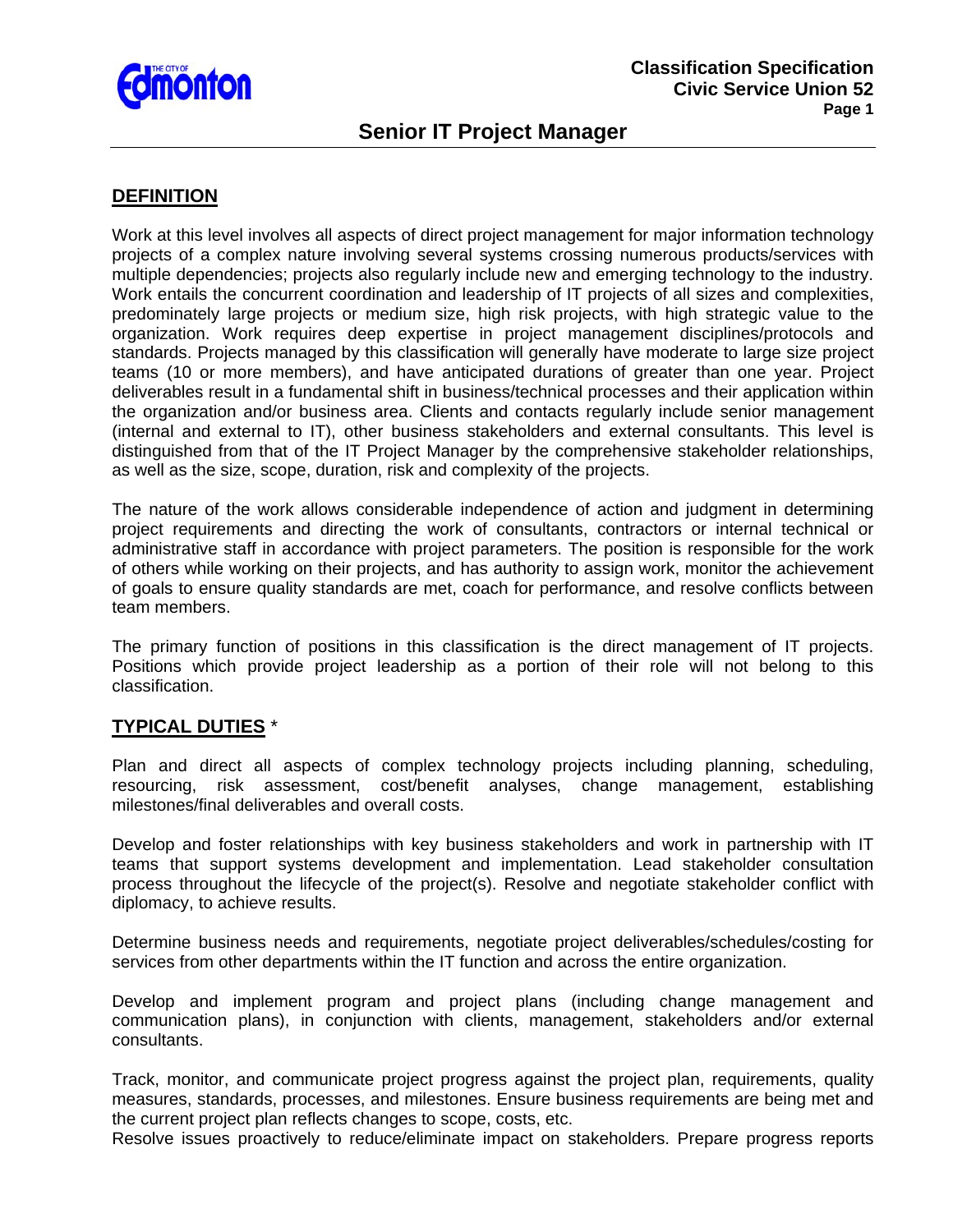# Senior IT Project Manager

## DEFINITION

Work at this level involves all aspects of direct project management for major information technology projects of a complex nature involving several systems crossing numerous products/services with multiple dependencies; projects also regularly include new and emerging technology to the industry. Work entails the concurrent coordination and leadership of IT projects of all sizes and complexities, predominately large projects or medium size, high risk projects, with high strategic value to the organization. Work requires deep expertise in project management disciplines/protocols and standards. Projects managed by this classification will generally have moderate to large size project teams (10 or more members), and have anticipated durations of greater than one year. Project deliverables result in a fundamental shift in business/technical processes and their application within the organization and/or business area. Clients and contacts regularly include senior management (internal and external to IT), other business stakeholders and external consultants. This level is distinguished from that of the IT Project Manager by the comprehensive stakeholder relationships, as well as the size, scope, duration, risk and complexity of the projects.

The nature of the work allows considerable independence of action and judgment in determining project requirements and directing the work of consultants, contractors or internal technical or administrative staff in accordance with project parameters. The position is responsible for the work of others while working on their projects, and has authority to assign work, monitor the achievement of goals to ensure quality standards are met, coach for performance, and resolve conflicts between team members.

The primary function of positions in this classification is the direct management of IT projects. Positions which provide project leadership as a portion of their role will not belong to this classification.

## TYPICAL DUTIES *

Plan and direct all aspects of complex technology projects including planning, scheduling, resourcing, risk assessment, cost/benefit analyses, change management, establishing milestones/final deliverables and overall costs.

Develop and foster relationships with key business stakeholders and work in partnership with IT teams that support systems development and implementation. Lead stakeholder consultation process throughout the lifecycle of the project(s). Resolve and negotiate stakeholder conflict with diplomacy, to achieve results.

Determine business needs and requirements, negotiate project deliverables/schedules/costing for services from other departments within the IT function and across the entire organization.

Develop and implement program and project plans (including change management and communication plans), in conjunction with clients, management, stakeholders and/or external consultants.

Track, monitor, and communicate project progress against the project plan, requirements, quality measures, standards, processes, and milestones. Ensure business requirements are being met and the current project plan reflects changes to scope, costs, etc.
Resolve issues proactively to reduce/eliminate impact on stakeholders. Prepare progress reports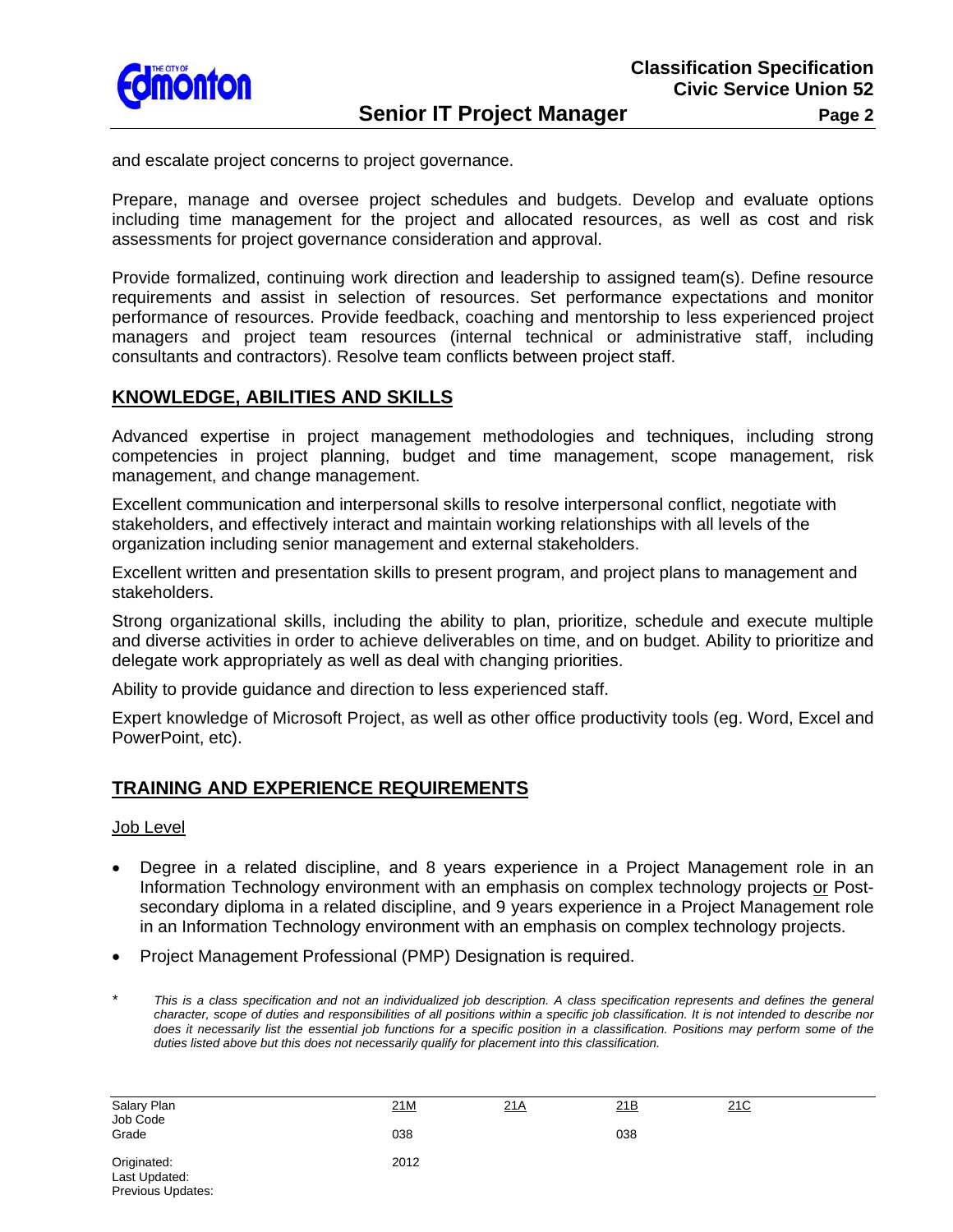and escalate project concerns to project governance.

Prepare, manage and oversee project schedules and budgets. Develop and evaluate options including time management for the project and allocated resources, as well as cost and risk assessments for project governance consideration and approval.

Provide formalized, continuing work direction and leadership to assigned team(s). Define resource requirements and assist in selection of resources. Set performance expectations and monitor performance of resources. Provide feedback, coaching and mentorship to less experienced project managers and project team resources (internal technical or administrative staff, including consultants and contractors). Resolve team conflicts between project staff.

## KNOWLEDGE, ABILITIES AND SKILLS

Advanced expertise in project management methodologies and techniques, including strong competencies in project planning, budget and time management, scope management, risk management, and change management.

Excellent communication and interpersonal skills to resolve interpersonal conflict, negotiate with stakeholders, and effectively interact and maintain working relationships with all levels of the organization including senior management and external stakeholders.

Excellent written and presentation skills to present program, and project plans to management and stakeholders.

Strong organizational skills, including the ability to plan, prioritize, schedule and execute multiple and diverse activities in order to achieve deliverables on time, and on budget. Ability to prioritize and delegate work appropriately as well as deal with changing priorities.

Ability to provide guidance and direction to less experienced staff.

Expert knowledge of Microsoft Project, as well as other office productivity tools (eg. Word, Excel and PowerPoint, etc).

## TRAINING AND EXPERIENCE REQUIREMENTS

Job Level

- Degree in a related discipline, and 8 years experience in a Project Management role in an Information Technology environment with an emphasis on complex technology projects or Post-secondary diploma in a related discipline, and 9 years experience in a Project Management role in an Information Technology environment with an emphasis on complex technology projects.
- Project Management Professional (PMP) Designation is required.

\* *This is a class specification and not an individualized job description. A class specification represents and defines the general character, scope of duties and responsibilities of all positions within a specific job classification. It is not intended to describe nor does it necessarily list the essential job functions for a specific position in a classification. Positions may perform some of the duties listed above but this does not necessarily qualify for placement into this classification.*

| | | | | |
|---|---|---|---|---|
| Salary Plan | 21M | 21A | 21B | 21C |
| Job Code | | | | |
| Grade | 038 | | 038 | |
| Originated: | 2012 | | | |
| Last Updated: | | | | |
| Previous Updates: | | | | |